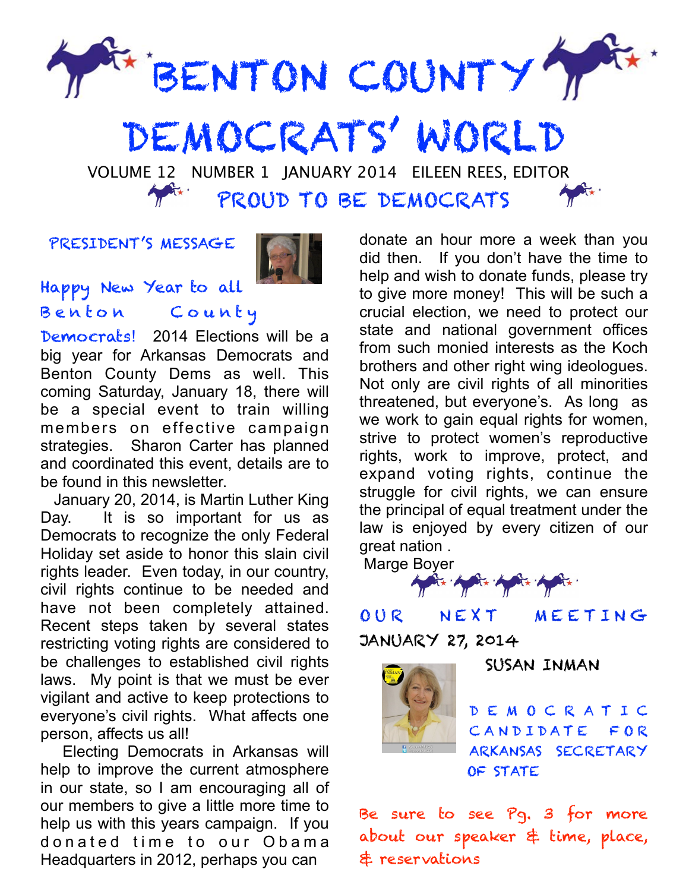# BENTON COUNTY DEMOCRATS' WORLD

VOLUME 12 NUMBER 1 JANUARY 2014 EILEEN REES, EDITOR

## PROUD TO BE DEMOCRATS

### PRESIDENT'S MESSAGE

**Happy New Year to all Benton County Democrats!** 2014 Elections will be a big year for Arkansas Democrats and Benton County Dems as well. This coming Saturday, January 18, there will be a special event to train willing members on effective campaign strategies. Sharon Carter has planned and coordinated this event, details are to be found in this newsletter.

January 20, 2014, is Martin Luther King Day. It is so important for us as Democrats to recognize the only Federal Holiday set aside to honor this slain civil rights leader. Even today, in our country, civil rights continue to be needed and have not been completely attained. Recent steps taken by several states restricting voting rights are considered to be challenges to established civil rights laws. My point is that we must be ever vigilant and active to keep protections to everyone's civil rights. What affects one person, affects us all!

Electing Democrats in Arkansas will help to improve the current atmosphere in our state, so I am encouraging all of our members to give a little more time to help us with this years campaign. If you donated time to our Obama Headquarters in 2012, perhaps you can donate an hour more a week than you did then. If you don't have the time to help and wish to donate funds, please try to give more money! This will be such a crucial election, we need to protect our state and national government offices from such monied interests as the Koch brothers and other right wing ideologues. Not only are civil rights of all minorities threatened, but everyone's. As long as we work to gain equal rights for women, strive to protect women's reproductive rights, work to improve, protect, and expand voting rights, continue the struggle for civil rights, we can ensure the principal of equal treatment under the law is enjoyed by every citizen of our great nation .

Marge Boyer

### OUR NEXT MEETING

**JANUARY 27, 2014**

**SUSAN INMAN**

DEMOCRATIC CANDIDATE FOR ARKANSAS SECRETARY OF STATE

*Be sure to see Pg. 3 for more about our speaker & time, place, & reservations*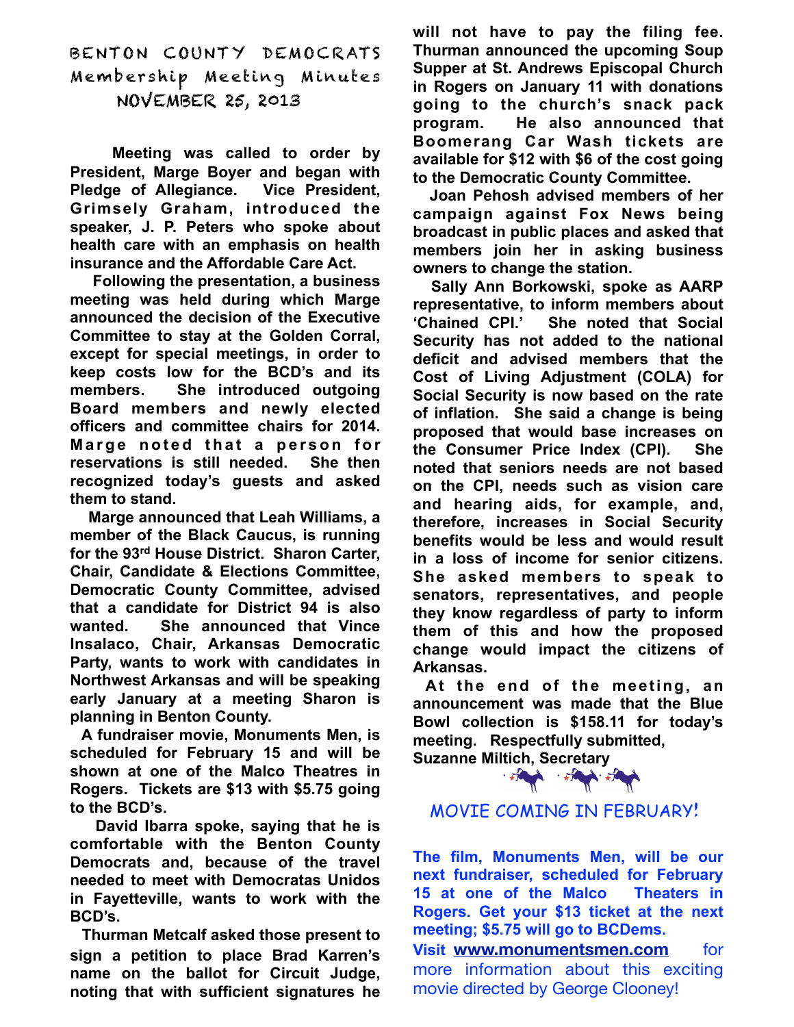# BENTON COUNTY DEMOCRATS
## Membership Meeting Minutes
## NOVEMBER 25, 2013

**Meeting was called to order by President, Marge Boyer and began with Pledge of Allegiance. Vice President, Grimsely Graham, introduced the speaker, J. P. Peters who spoke about health care with an emphasis on health insurance and the Affordable Care Act.**

**Following the presentation, a business meeting was held during which Marge announced the decision of the Executive Committee to stay at the Golden Corral, except for special meetings, in order to keep costs low for the BCD's and its members. She introduced outgoing Board members and newly elected officers and committee chairs for 2014. Marge noted that a person for reservations is still needed. She then recognized today's guests and asked them to stand.**

**Marge announced that Leah Williams, a member of the Black Caucus, is running for the 93rd House District. Sharon Carter, Chair, Candidate & Elections Committee, Democratic County Committee, advised that a candidate for District 94 is also wanted. She announced that Vince Insalaco, Chair, Arkansas Democratic Party, wants to work with candidates in Northwest Arkansas and will be speaking early January at a meeting Sharon is planning in Benton County.**

**A fundraiser movie, Monuments Men, is scheduled for February 15 and will be shown at one of the Malco Theatres in Rogers. Tickets are $13 with $5.75 going to the BCD's.**

**David Ibarra spoke, saying that he is comfortable with the Benton County Democrats and, because of the travel needed to meet with Democratas Unidos in Fayetteville, wants to work with the BCD's.**

**Thurman Metcalf asked those present to sign a petition to place Brad Karren's name on the ballot for Circuit Judge, noting that with sufficient signatures he will not have to pay the filing fee. Thurman announced the upcoming Soup Supper at St. Andrews Episcopal Church in Rogers on January 11 with donations going to the church's snack pack program. He also announced that Boomerang Car Wash tickets are available for $12 with $6 of the cost going to the Democratic County Committee.**

**Joan Pehosh advised members of her campaign against Fox News being broadcast in public places and asked that members join her in asking business owners to change the station.**

**Sally Ann Borkowski, spoke as AARP representative, to inform members about 'Chained CPI.' She noted that Social Security has not added to the national deficit and advised members that the Cost of Living Adjustment (COLA) for Social Security is now based on the rate of inflation. She said a change is being proposed that would base increases on the Consumer Price Index (CPI). She noted that seniors needs are not based on the CPI, needs such as vision care and hearing aids, for example, and, therefore, increases in Social Security benefits would be less and would result in a loss of income for senior citizens. She asked members to speak to senators, representatives, and people they know regardless of party to inform them of this and how the proposed change would impact the citizens of Arkansas.**

**At the end of the meeting, an announcement was made that the Blue Bowl collection is $158.11 for today's meeting. Respectfully submitted,**
**Suzanne Miltich, Secretary**

## MOVIE COMING IN FEBRUARY!

**The film, Monuments Men, will be our next fundraiser, scheduled for February 15 at one of the Malco Theaters in Rogers. Get your $13 ticket at the next meeting; $5.75 will go to BCDems.**

**Visit www.monumentsmen.com** for more information about this exciting movie directed by George Clooney!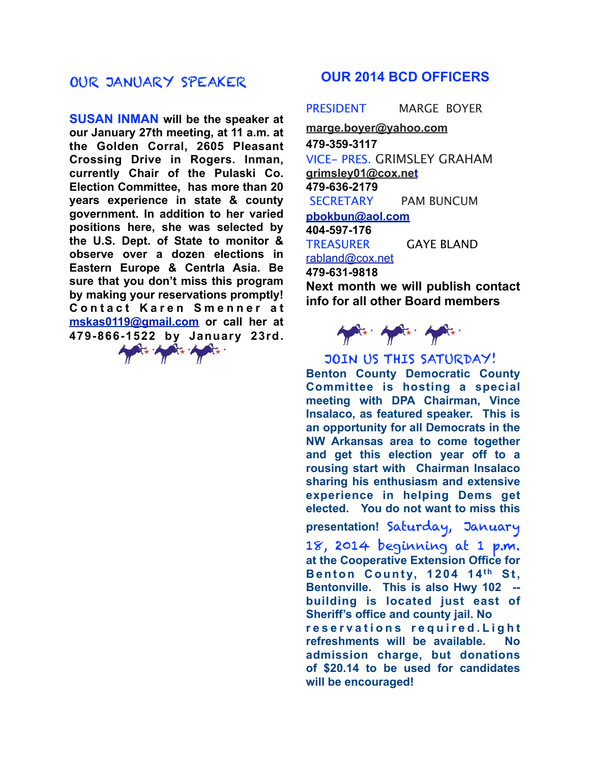## OUR JANUARY SPEAKER

**SUSAN INMAN will be the speaker at our January 27th meeting, at 11 a.m. at the Golden Corral, 2605 Pleasant Crossing Drive in Rogers. Inman, currently Chair of the Pulaski Co. Election Committee, has more than 20 years experience in state & county government. In addition to her varied positions here, she was selected by the U.S. Dept. of State to monitor & observe over a dozen elections in Eastern Europe & Centrla Asia. Be sure that you don't miss this program by making your reservations promptly! Contact Karen Smenner at mskas0119@gmail.com or call her at 479-866-1522 by January 23rd.**

## OUR 2014 BCD OFFICERS

PRESIDENT MARGE BOYER

**marge.boyer@yahoo.com**

**479-359-3117**

VICE- PRES. GRIMSLEY GRAHAM

**grimsley01@cox.net**

**479-636-2179**

SECRETARY PAM BUNCUM

**pbokbun@aol.com**

**404-597-176**

TREASURER GAYE BLAND

rabland@cox.net

**479-631-9818**

**Next month we will publish contact info for all other Board members**

## JOIN US THIS SATURDAY!

**Benton County Democratic County Committee is hosting a special meeting with DPA Chairman, Vince Insalaco, as featured speaker. This is an opportunity for all Democrats in the NW Arkansas area to come together and get this election year off to a rousing start with Chairman Insalaco sharing his enthusiasm and extensive experience in helping Dems get elected. You do not want to miss this presentation!** Saturday, January 18, 2014 beginning at 1 p.m. **at the Cooperative Extension Office for Benton County, 1204 14th St, Bentonville. This is also Hwy 102 -- building is located just east of Sheriff's office and county jail. No reservations required.Light refreshments will be available. No admission charge, but donations of $20.14 to be used for candidates will be encouraged!**